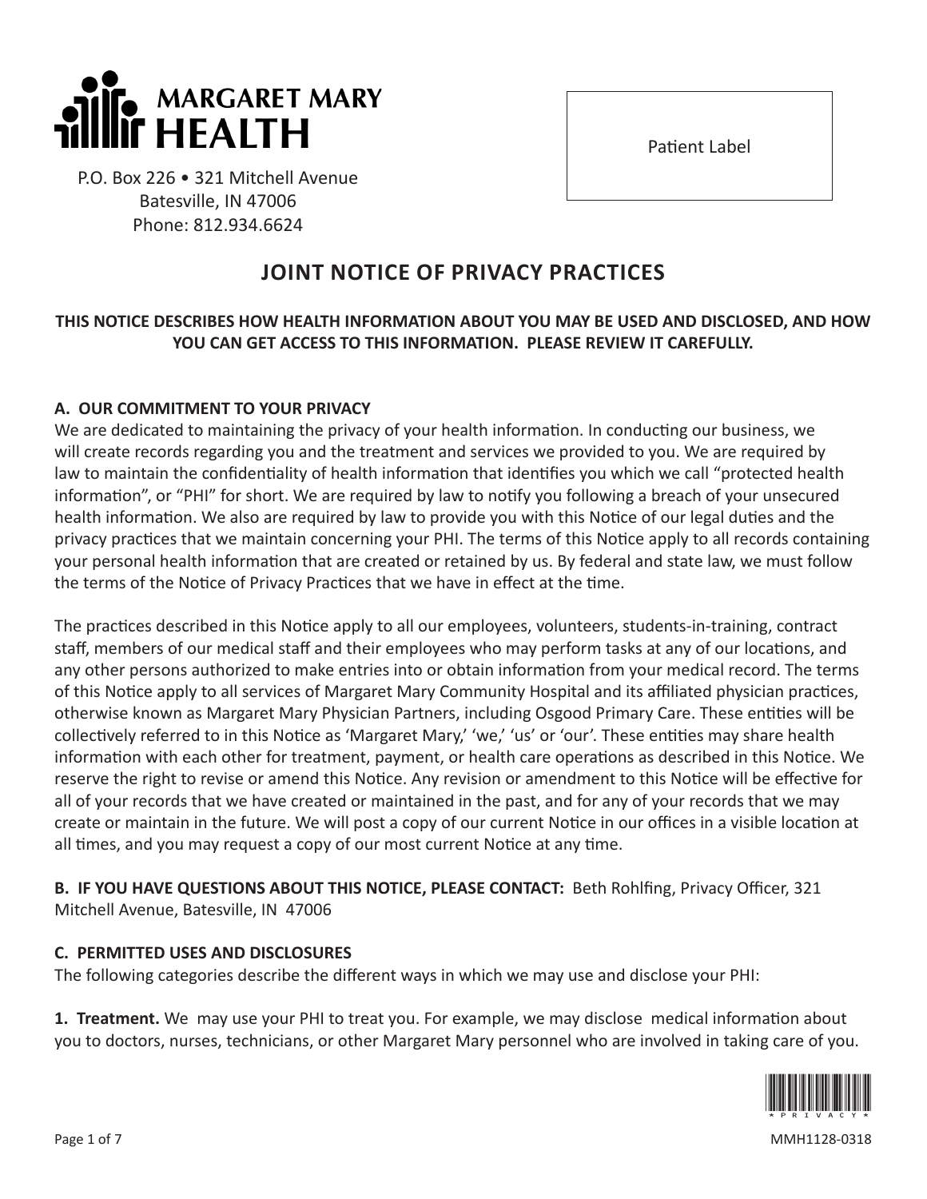MARGARET MARY HEALTH

P.O. Box 226 • 321 Mitchell Avenue
Batesville, IN 47006
Phone: 812.934.6624

Patient Label

# JOINT NOTICE OF PRIVACY PRACTICES

**THIS NOTICE DESCRIBES HOW HEALTH INFORMATION ABOUT YOU MAY BE USED AND DISCLOSED, AND HOW YOU CAN GET ACCESS TO THIS INFORMATION. PLEASE REVIEW IT CAREFULLY.**

## A. OUR COMMITMENT TO YOUR PRIVACY

We are dedicated to maintaining the privacy of your health information. In conducting our business, we will create records regarding you and the treatment and services we provided to you. We are required by law to maintain the confidentiality of health information that identifies you which we call "protected health information", or "PHI" for short. We are required by law to notify you following a breach of your unsecured health information. We also are required by law to provide you with this Notice of our legal duties and the privacy practices that we maintain concerning your PHI. The terms of this Notice apply to all records containing your personal health information that are created or retained by us. By federal and state law, we must follow the terms of the Notice of Privacy Practices that we have in effect at the time.

The practices described in this Notice apply to all our employees, volunteers, students-in-training, contract staff, members of our medical staff and their employees who may perform tasks at any of our locations, and any other persons authorized to make entries into or obtain information from your medical record. The terms of this Notice apply to all services of Margaret Mary Community Hospital and its affiliated physician practices, otherwise known as Margaret Mary Physician Partners, including Osgood Primary Care. These entities will be collectively referred to in this Notice as 'Margaret Mary,' 'we,' 'us' or 'our'. These entities may share health information with each other for treatment, payment, or health care operations as described in this Notice. We reserve the right to revise or amend this Notice. Any revision or amendment to this Notice will be effective for all of your records that we have created or maintained in the past, and for any of your records that we may create or maintain in the future. We will post a copy of our current Notice in our offices in a visible location at all times, and you may request a copy of our most current Notice at any time.

**B. IF YOU HAVE QUESTIONS ABOUT THIS NOTICE, PLEASE CONTACT:** Beth Rohlfing, Privacy Officer, 321 Mitchell Avenue, Batesville, IN 47006

## C. PERMITTED USES AND DISCLOSURES

The following categories describe the different ways in which we may use and disclose your PHI:

**1. Treatment.** We may use your PHI to treat you. For example, we may disclose medical information about you to doctors, nurses, technicians, or other Margaret Mary personnel who are involved in taking care of you.

MMH1128-0318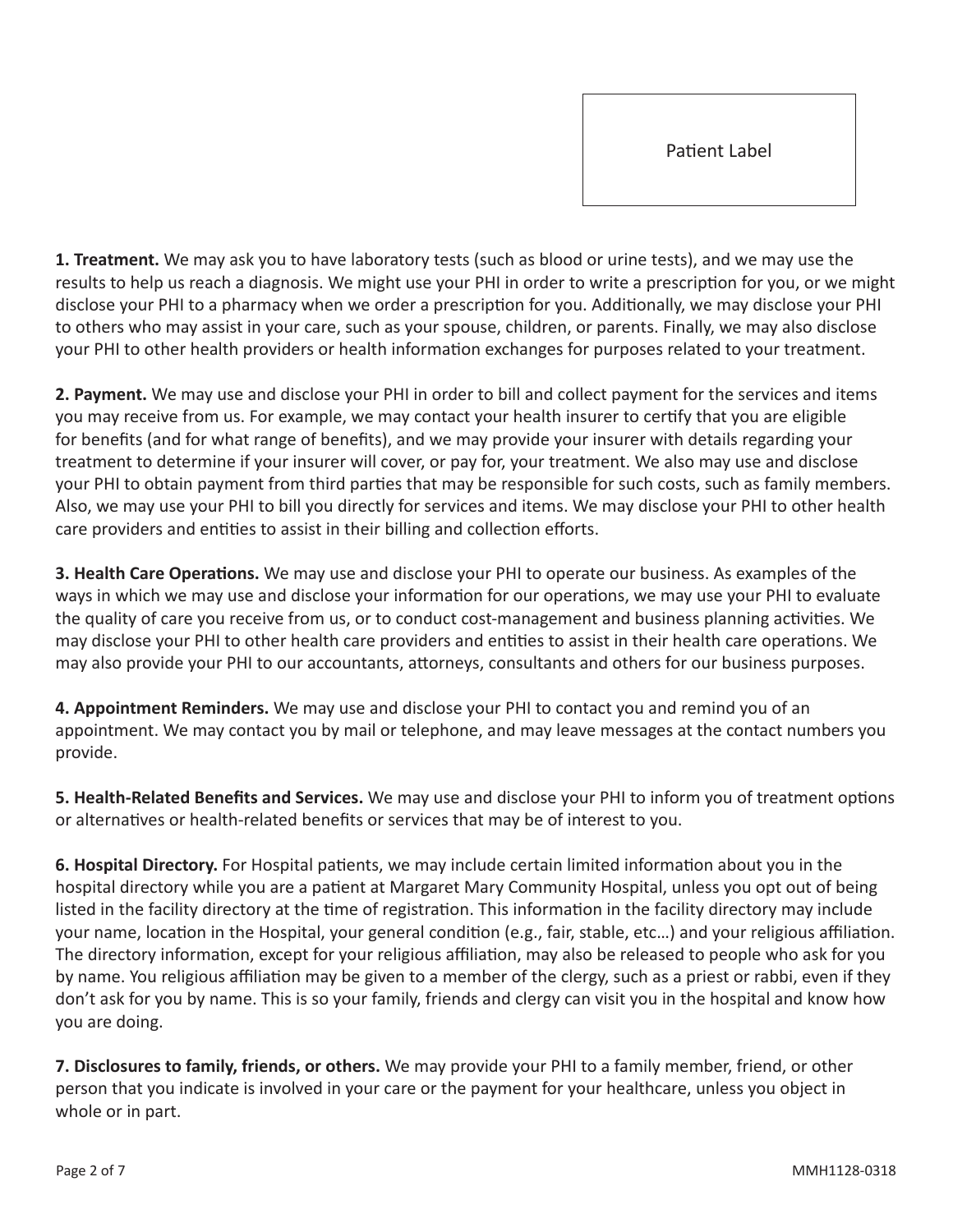Patient Label

**1. Treatment.** We may ask you to have laboratory tests (such as blood or urine tests), and we may use the results to help us reach a diagnosis. We might use your PHI in order to write a prescription for you, or we might disclose your PHI to a pharmacy when we order a prescription for you. Additionally, we may disclose your PHI to others who may assist in your care, such as your spouse, children, or parents. Finally, we may also disclose your PHI to other health providers or health information exchanges for purposes related to your treatment.

**2. Payment.** We may use and disclose your PHI in order to bill and collect payment for the services and items you may receive from us. For example, we may contact your health insurer to certify that you are eligible for benefits (and for what range of benefits), and we may provide your insurer with details regarding your treatment to determine if your insurer will cover, or pay for, your treatment. We also may use and disclose your PHI to obtain payment from third parties that may be responsible for such costs, such as family members. Also, we may use your PHI to bill you directly for services and items. We may disclose your PHI to other health care providers and entities to assist in their billing and collection efforts.

**3. Health Care Operations.** We may use and disclose your PHI to operate our business. As examples of the ways in which we may use and disclose your information for our operations, we may use your PHI to evaluate the quality of care you receive from us, or to conduct cost-management and business planning activities. We may disclose your PHI to other health care providers and entities to assist in their health care operations. We may also provide your PHI to our accountants, attorneys, consultants and others for our business purposes.

**4. Appointment Reminders.** We may use and disclose your PHI to contact you and remind you of an appointment. We may contact you by mail or telephone, and may leave messages at the contact numbers you provide.

**5. Health-Related Benefits and Services.** We may use and disclose your PHI to inform you of treatment options or alternatives or health-related benefits or services that may be of interest to you.

**6. Hospital Directory.** For Hospital patients, we may include certain limited information about you in the hospital directory while you are a patient at Margaret Mary Community Hospital, unless you opt out of being listed in the facility directory at the time of registration. This information in the facility directory may include your name, location in the Hospital, your general condition (e.g., fair, stable, etc…) and your religious affiliation. The directory information, except for your religious affiliation, may also be released to people who ask for you by name. You religious affiliation may be given to a member of the clergy, such as a priest or rabbi, even if they don't ask for you by name. This is so your family, friends and clergy can visit you in the hospital and know how you are doing.

**7. Disclosures to family, friends, or others.** We may provide your PHI to a family member, friend, or other person that you indicate is involved in your care or the payment for your healthcare, unless you object in whole or in part.

MMH1128-0318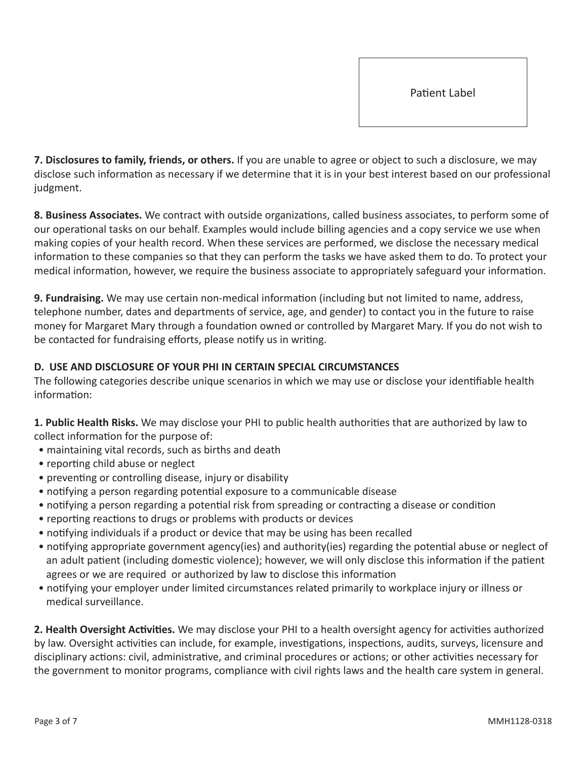Patient Label

**7. Disclosures to family, friends, or others.** If you are unable to agree or object to such a disclosure, we may disclose such information as necessary if we determine that it is in your best interest based on our professional judgment.

**8. Business Associates.** We contract with outside organizations, called business associates, to perform some of our operational tasks on our behalf. Examples would include billing agencies and a copy service we use when making copies of your health record. When these services are performed, we disclose the necessary medical information to these companies so that they can perform the tasks we have asked them to do. To protect your medical information, however, we require the business associate to appropriately safeguard your information.

**9. Fundraising.** We may use certain non-medical information (including but not limited to name, address, telephone number, dates and departments of service, age, and gender) to contact you in the future to raise money for Margaret Mary through a foundation owned or controlled by Margaret Mary. If you do not wish to be contacted for fundraising efforts, please notify us in writing.

### D. USE AND DISCLOSURE OF YOUR PHI IN CERTAIN SPECIAL CIRCUMSTANCES

The following categories describe unique scenarios in which we may use or disclose your identifiable health information:

**1. Public Health Risks.** We may disclose your PHI to public health authorities that are authorized by law to collect information for the purpose of:

- maintaining vital records, such as births and death
- reporting child abuse or neglect
- preventing or controlling disease, injury or disability
- notifying a person regarding potential exposure to a communicable disease
- notifying a person regarding a potential risk from spreading or contracting a disease or condition
- reporting reactions to drugs or problems with products or devices
- notifying individuals if a product or device that may be using has been recalled
- notifying appropriate government agency(ies) and authority(ies) regarding the potential abuse or neglect of an adult patient (including domestic violence); however, we will only disclose this information if the patient agrees or we are required or authorized by law to disclose this information
- notifying your employer under limited circumstances related primarily to workplace injury or illness or medical surveillance.

**2. Health Oversight Activities.** We may disclose your PHI to a health oversight agency for activities authorized by law. Oversight activities can include, for example, investigations, inspections, audits, surveys, licensure and disciplinary actions: civil, administrative, and criminal procedures or actions; or other activities necessary for the government to monitor programs, compliance with civil rights laws and the health care system in general.

MMH1128-0318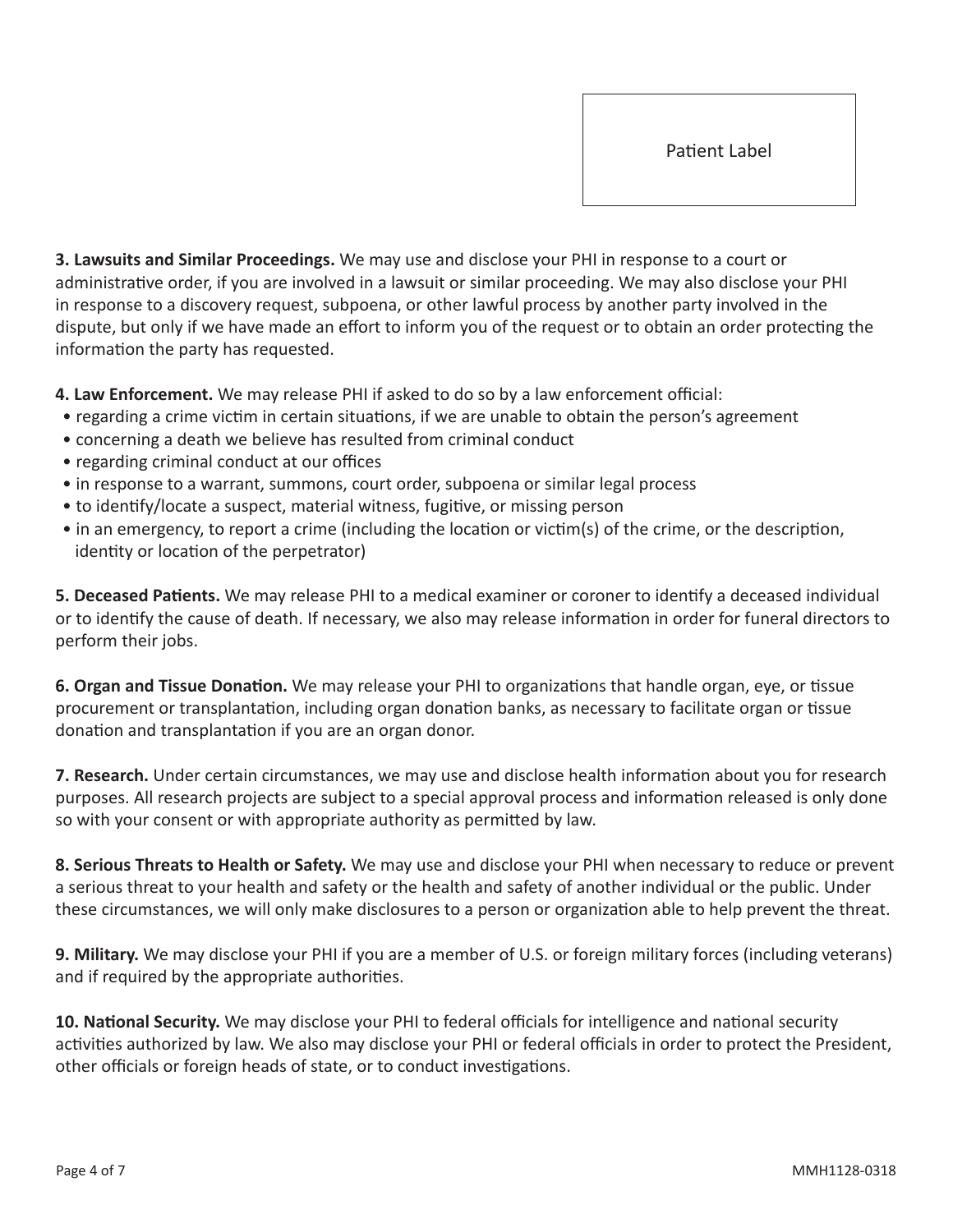Patient Label

**3. Lawsuits and Similar Proceedings.** We may use and disclose your PHI in response to a court or administrative order, if you are involved in a lawsuit or similar proceeding. We may also disclose your PHI in response to a discovery request, subpoena, or other lawful process by another party involved in the dispute, but only if we have made an effort to inform you of the request or to obtain an order protecting the information the party has requested.

**4. Law Enforcement.** We may release PHI if asked to do so by a law enforcement official:

- regarding a crime victim in certain situations, if we are unable to obtain the person's agreement
- concerning a death we believe has resulted from criminal conduct
- regarding criminal conduct at our offices
- in response to a warrant, summons, court order, subpoena or similar legal process
- to identify/locate a suspect, material witness, fugitive, or missing person
- in an emergency, to report a crime (including the location or victim(s) of the crime, or the description, identity or location of the perpetrator)

**5. Deceased Patients.** We may release PHI to a medical examiner or coroner to identify a deceased individual or to identify the cause of death. If necessary, we also may release information in order for funeral directors to perform their jobs.

**6. Organ and Tissue Donation.** We may release your PHI to organizations that handle organ, eye, or tissue procurement or transplantation, including organ donation banks, as necessary to facilitate organ or tissue donation and transplantation if you are an organ donor.

**7. Research.** Under certain circumstances, we may use and disclose health information about you for research purposes. All research projects are subject to a special approval process and information released is only done so with your consent or with appropriate authority as permitted by law.

**8. Serious Threats to Health or Safety.** We may use and disclose your PHI when necessary to reduce or prevent a serious threat to your health and safety or the health and safety of another individual or the public. Under these circumstances, we will only make disclosures to a person or organization able to help prevent the threat.

**9. Military.** We may disclose your PHI if you are a member of U.S. or foreign military forces (including veterans) and if required by the appropriate authorities.

**10. National Security.** We may disclose your PHI to federal officials for intelligence and national security activities authorized by law. We also may disclose your PHI or federal officials in order to protect the President, other officials or foreign heads of state, or to conduct investigations.

MMH1128-0318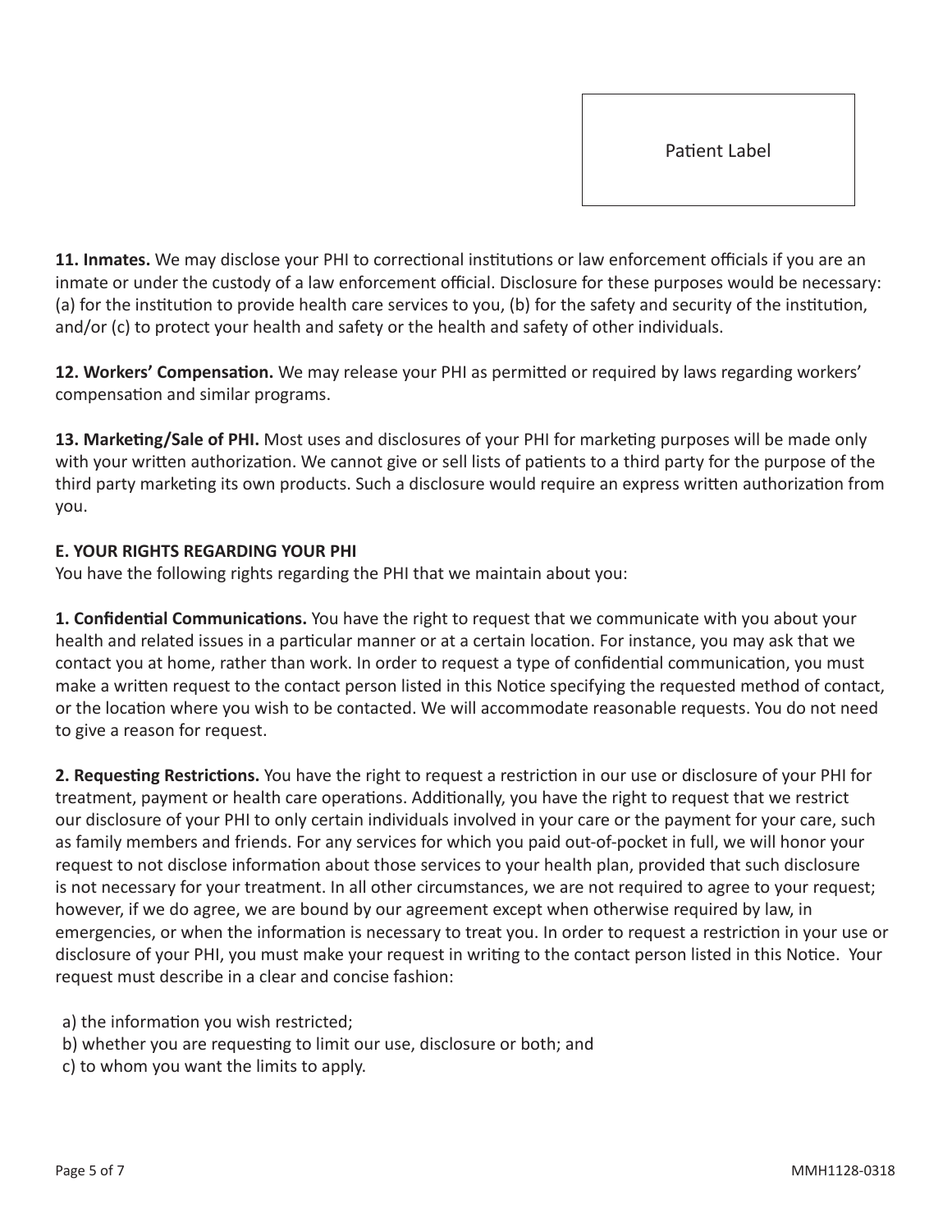Patient Label

**11. Inmates.** We may disclose your PHI to correctional institutions or law enforcement officials if you are an inmate or under the custody of a law enforcement official. Disclosure for these purposes would be necessary: (a) for the institution to provide health care services to you, (b) for the safety and security of the institution, and/or (c) to protect your health and safety or the health and safety of other individuals.

**12. Workers' Compensation.** We may release your PHI as permitted or required by laws regarding workers' compensation and similar programs.

**13. Marketing/Sale of PHI.** Most uses and disclosures of your PHI for marketing purposes will be made only with your written authorization. We cannot give or sell lists of patients to a third party for the purpose of the third party marketing its own products. Such a disclosure would require an express written authorization from you.

**E. YOUR RIGHTS REGARDING YOUR PHI**

You have the following rights regarding the PHI that we maintain about you:

**1. Confidential Communications.** You have the right to request that we communicate with you about your health and related issues in a particular manner or at a certain location. For instance, you may ask that we contact you at home, rather than work. In order to request a type of confidential communication, you must make a written request to the contact person listed in this Notice specifying the requested method of contact, or the location where you wish to be contacted. We will accommodate reasonable requests. You do not need to give a reason for request.

**2. Requesting Restrictions.** You have the right to request a restriction in our use or disclosure of your PHI for treatment, payment or health care operations. Additionally, you have the right to request that we restrict our disclosure of your PHI to only certain individuals involved in your care or the payment for your care, such as family members and friends. For any services for which you paid out-of-pocket in full, we will honor your request to not disclose information about those services to your health plan, provided that such disclosure is not necessary for your treatment. In all other circumstances, we are not required to agree to your request; however, if we do agree, we are bound by our agreement except when otherwise required by law, in emergencies, or when the information is necessary to treat you. In order to request a restriction in your use or disclosure of your PHI, you must make your request in writing to the contact person listed in this Notice. Your request must describe in a clear and concise fashion:

a) the information you wish restricted;
b) whether you are requesting to limit our use, disclosure or both; and
c) to whom you want the limits to apply.

MMH1128-0318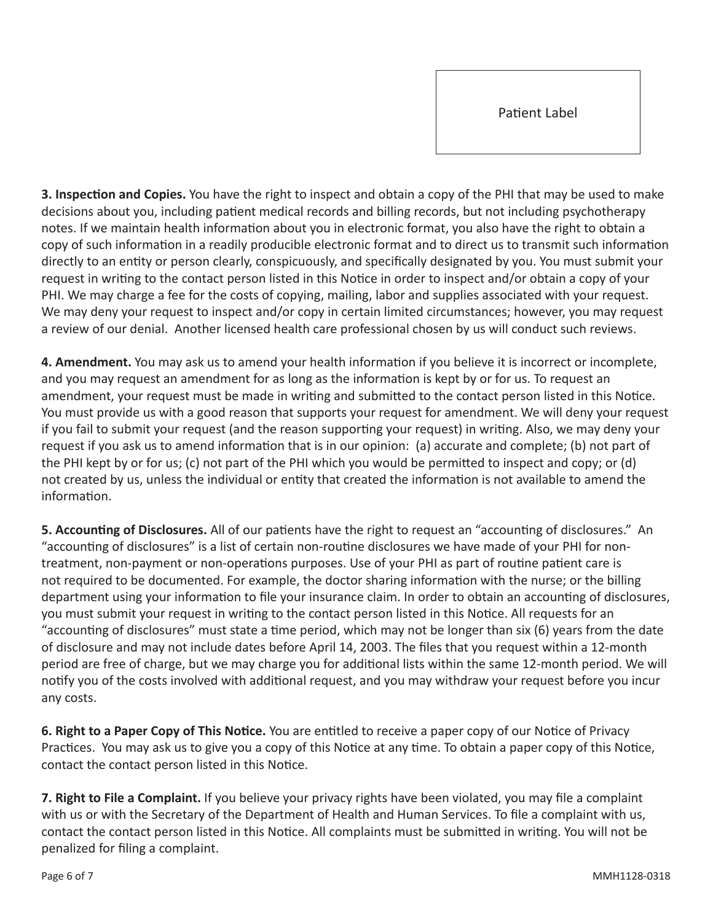Patient Label

**3. Inspection and Copies.** You have the right to inspect and obtain a copy of the PHI that may be used to make decisions about you, including patient medical records and billing records, but not including psychotherapy notes. If we maintain health information about you in electronic format, you also have the right to obtain a copy of such information in a readily producible electronic format and to direct us to transmit such information directly to an entity or person clearly, conspicuously, and specifically designated by you. You must submit your request in writing to the contact person listed in this Notice in order to inspect and/or obtain a copy of your PHI. We may charge a fee for the costs of copying, mailing, labor and supplies associated with your request. We may deny your request to inspect and/or copy in certain limited circumstances; however, you may request a review of our denial. Another licensed health care professional chosen by us will conduct such reviews.

**4. Amendment.** You may ask us to amend your health information if you believe it is incorrect or incomplete, and you may request an amendment for as long as the information is kept by or for us. To request an amendment, your request must be made in writing and submitted to the contact person listed in this Notice. You must provide us with a good reason that supports your request for amendment. We will deny your request if you fail to submit your request (and the reason supporting your request) in writing. Also, we may deny your request if you ask us to amend information that is in our opinion: (a) accurate and complete; (b) not part of the PHI kept by or for us; (c) not part of the PHI which you would be permitted to inspect and copy; or (d) not created by us, unless the individual or entity that created the information is not available to amend the information.

**5. Accounting of Disclosures.** All of our patients have the right to request an "accounting of disclosures." An "accounting of disclosures" is a list of certain non-routine disclosures we have made of your PHI for non-treatment, non-payment or non-operations purposes. Use of your PHI as part of routine patient care is not required to be documented. For example, the doctor sharing information with the nurse; or the billing department using your information to file your insurance claim. In order to obtain an accounting of disclosures, you must submit your request in writing to the contact person listed in this Notice. All requests for an "accounting of disclosures" must state a time period, which may not be longer than six (6) years from the date of disclosure and may not include dates before April 14, 2003. The files that you request within a 12-month period are free of charge, but we may charge you for additional lists within the same 12-month period. We will notify you of the costs involved with additional request, and you may withdraw your request before you incur any costs.

**6. Right to a Paper Copy of This Notice.** You are entitled to receive a paper copy of our Notice of Privacy Practices. You may ask us to give you a copy of this Notice at any time. To obtain a paper copy of this Notice, contact the contact person listed in this Notice.

**7. Right to File a Complaint.** If you believe your privacy rights have been violated, you may file a complaint with us or with the Secretary of the Department of Health and Human Services. To file a complaint with us, contact the contact person listed in this Notice. All complaints must be submitted in writing. You will not be penalized for filing a complaint.

MMH1128-0318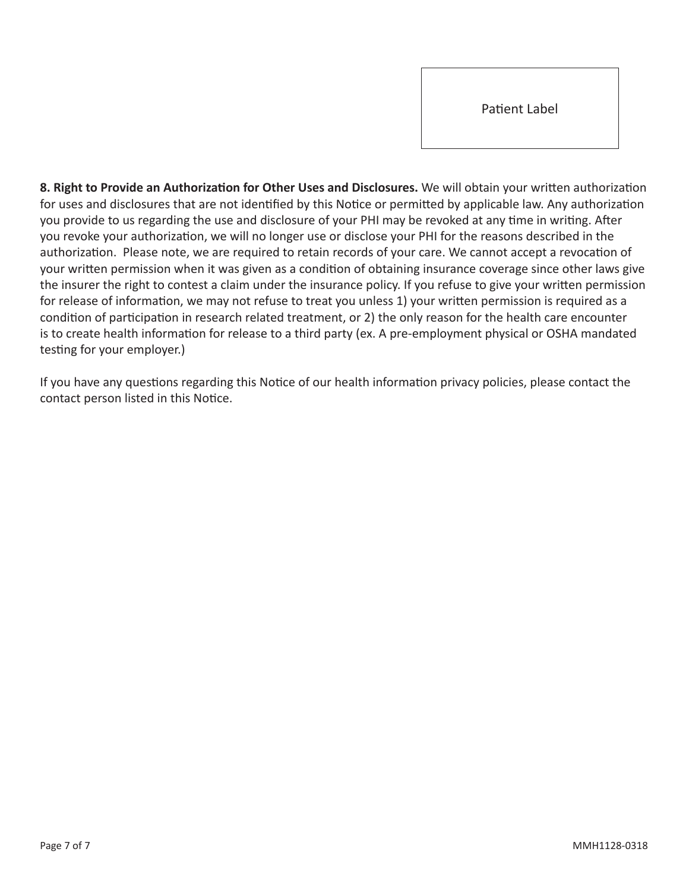Patient Label

**8. Right to Provide an Authorization for Other Uses and Disclosures.** We will obtain your written authorization for uses and disclosures that are not identified by this Notice or permitted by applicable law. Any authorization you provide to us regarding the use and disclosure of your PHI may be revoked at any time in writing. After you revoke your authorization, we will no longer use or disclose your PHI for the reasons described in the authorization. Please note, we are required to retain records of your care. We cannot accept a revocation of your written permission when it was given as a condition of obtaining insurance coverage since other laws give the insurer the right to contest a claim under the insurance policy. If you refuse to give your written permission for release of information, we may not refuse to treat you unless 1) your written permission is required as a condition of participation in research related treatment, or 2) the only reason for the health care encounter is to create health information for release to a third party (ex. A pre-employment physical or OSHA mandated testing for your employer.)

If you have any questions regarding this Notice of our health information privacy policies, please contact the contact person listed in this Notice.

MMH1128-0318